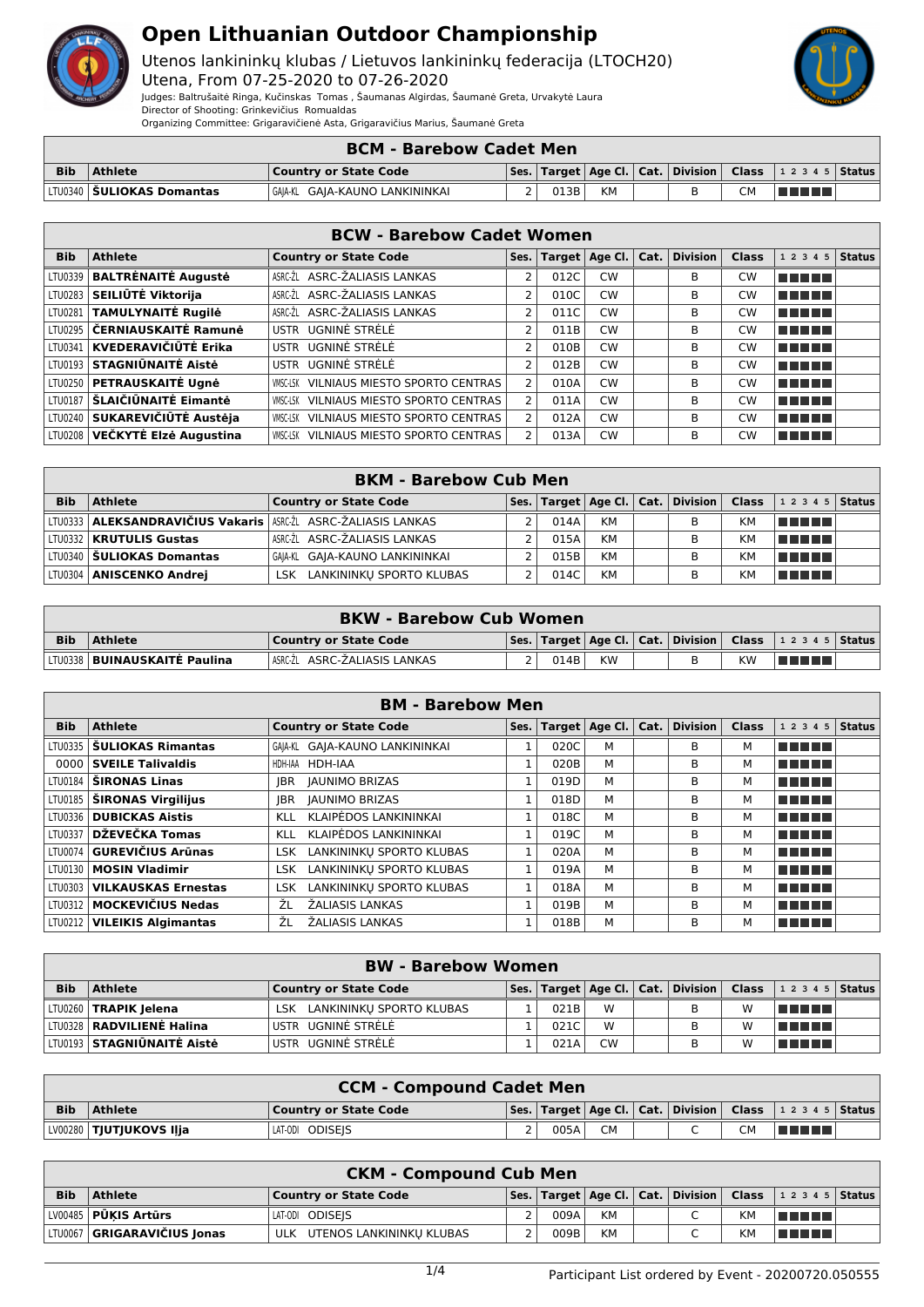# Open Lithuanian Outdoor Championship

Utenos lankininkų klubas / Lietuvos lankininkų federacija (LTOCH20)
Utena, From 07-25-2020 to 07-26-2020
Judges: Baltrušaitė Ringa, Kučinskas Tomas , Šaumanas Algirdas, Šaumanė Greta, Urvakytė Laura
Director of Shooting: Grinkevičius Romualdas
Organizing Committee: Grigaravičienė Asta, Grigaravičius Marius, Šaumanė Greta

## BCM - Barebow Cadet Men

| Bib | Athlete | Country or State Code | Ses. | Target | Age Cl. | Cat. | Division | Class | 1 2 3 4 5 | Status |
|---|---|---|---|---|---|---|---|---|---|---|
| LTU0340 | **ŠULIOKAS Domantas** | GAJA-KL GAJA-KAUNO LANKININKAI | 2 | 013B | KM | | B | CM | | |

## BCW - Barebow Cadet Women

| Bib | Athlete | Country or State Code | Ses. | Target | Age Cl. | Cat. | Division | Class | 1 2 3 4 5 | Status |
|---|---|---|---|---|---|---|---|---|---|---|
| LTU0339 | **BALTRĖNAITĖ Augustė** | ASRC-ŽL ASRC-ŽALIASIS LANKAS | 2 | 012C | CW | | B | CW | | |
| LTU0283 | **SEILIŪTĖ Viktorija** | ASRC-ŽL ASRC-ŽALIASIS LANKAS | 2 | 010C | CW | | B | CW | | |
| LTU0281 | **TAMULYNAITĖ Rugilė** | ASRC-ŽL ASRC-ŽALIASIS LANKAS | 2 | 011C | CW | | B | CW | | |
| LTU0295 | **ČERNIAUSKAITĖ Ramunė** | USTR UGNINĖ STRĖLĖ | 2 | 011B | CW | | B | CW | | |
| LTU0341 | **KVEDERAVIČIŪTĖ Erika** | USTR UGNINĖ STRĖLĖ | 2 | 010B | CW | | B | CW | | |
| LTU0193 | **STAGNIŪNAITĖ Aistė** | USTR UGNINĖ STRĖLĖ | 2 | 012B | CW | | B | CW | | |
| LTU0250 | **PETRAUSKAITĖ Ugnė** | VMSC-LSK VILNIAUS MIESTO SPORTO CENTRAS | 2 | 010A | CW | | B | CW | | |
| LTU0187 | **ŠLAIČIŪNAITĖ Eimantė** | VMSC-LSK VILNIAUS MIESTO SPORTO CENTRAS | 2 | 011A | CW | | B | CW | | |
| LTU0240 | **SUKAREVIČIŪTĖ Austėja** | VMSC-LSK VILNIAUS MIESTO SPORTO CENTRAS | 2 | 012A | CW | | B | CW | | |
| LTU0208 | **VEČKYTĖ Elzė Augustina** | VMSC-LSK VILNIAUS MIESTO SPORTO CENTRAS | 2 | 013A | CW | | B | CW | | |

## BKM - Barebow Cub Men

| Bib | Athlete | Country or State Code | Ses. | Target | Age Cl. | Cat. | Division | Class | 1 2 3 4 5 | Status |
|---|---|---|---|---|---|---|---|---|---|---|
| LTU0333 | **ALEKSANDRAVIČIUS Vakaris** | ASRC-ŽL ASRC-ŽALIASIS LANKAS | 2 | 014A | KM | | B | KM | | |
| LTU0332 | **KRUTULIS Gustas** | ASRC-ŽL ASRC-ŽALIASIS LANKAS | 2 | 015A | KM | | B | KM | | |
| LTU0340 | **ŠULIOKAS Domantas** | GAJA-KL GAJA-KAUNO LANKININKAI | 2 | 015B | KM | | B | KM | | |
| LTU0304 | **ANISCENKO Andrej** | LSK LANKININKŲ SPORTO KLUBAS | 2 | 014C | KM | | B | KM | | |

## BKW - Barebow Cub Women

| Bib | Athlete | Country or State Code | Ses. | Target | Age Cl. | Cat. | Division | Class | 1 2 3 4 5 | Status |
|---|---|---|---|---|---|---|---|---|---|---|
| LTU0338 | **BUINAUSKAITĖ Paulina** | ASRC-ŽL ASRC-ŽALIASIS LANKAS | 2 | 014B | KW | | B | KW | | |

## BM - Barebow Men

| Bib | Athlete | Country or State Code | Ses. | Target | Age Cl. | Cat. | Division | Class | 1 2 3 4 5 | Status |
|---|---|---|---|---|---|---|---|---|---|---|
| LTU0335 | **ŠULIOKAS Rimantas** | GAJA-KL GAJA-KAUNO LANKININKAI | 1 | 020C | M | | B | M | | |
| 0000 | **SVEILE Talivaldis** | HDH-IAA HDH-IAA | 1 | 020B | M | | B | M | | |
| LTU0184 | **ŠIRONAS Linas** | JBR JAUNIMO BRIZAS | 1 | 019D | M | | B | M | | |
| LTU0185 | **ŠIRONAS Virgilijus** | JBR JAUNIMO BRIZAS | 1 | 018D | M | | B | M | | |
| LTU0336 | **DUBICKAS Aistis** | KLL KLAIPĖDOS LANKININKAI | 1 | 018C | M | | B | M | | |
| LTU0337 | **DŽEVEČKA Tomas** | KLL KLAIPĖDOS LANKININKAI | 1 | 019C | M | | B | M | | |
| LTU0074 | **GUREVIČIUS Arūnas** | LSK LANKININKŲ SPORTO KLUBAS | 1 | 020A | M | | B | M | | |
| LTU0130 | **MOSIN Vladimir** | LSK LANKININKŲ SPORTO KLUBAS | 1 | 019A | M | | B | M | | |
| LTU0303 | **VILKAUSKAS Ernestas** | LSK LANKININKŲ SPORTO KLUBAS | 1 | 018A | M | | B | M | | |
| LTU0312 | **MOCKEVIČIUS Nedas** | ŽL ŽALIASIS LANKAS | 1 | 019B | M | | B | M | | |
| LTU0212 | **VILEIKIS Algimantas** | ŽL ŽALIASIS LANKAS | 1 | 018B | M | | B | M | | |

## BW - Barebow Women

| Bib | Athlete | Country or State Code | Ses. | Target | Age Cl. | Cat. | Division | Class | 1 2 3 4 5 | Status |
|---|---|---|---|---|---|---|---|---|---|---|
| LTU0260 | **TRAPIK Jelena** | LSK LANKININKŲ SPORTO KLUBAS | 1 | 021B | W | | B | W | | |
| LTU0328 | **RADVILIENĖ Halina** | USTR UGNINĖ STRĖLĖ | 1 | 021C | W | | B | W | | |
| LTU0193 | **STAGNIŪNAITĖ Aistė** | USTR UGNINĖ STRĖLĖ | 1 | 021A | CW | | B | W | | |

## CCM - Compound Cadet Men

| Bib | Athlete | Country or State Code | Ses. | Target | Age Cl. | Cat. | Division | Class | 1 2 3 4 5 | Status |
|---|---|---|---|---|---|---|---|---|---|---|
| LV00280 | **TJUTJUKOVS Ilja** | LAT-ODI ODISEJS | 2 | 005A | CM | | C | CM | | |

## CKM - Compound Cub Men

| Bib | Athlete | Country or State Code | Ses. | Target | Age Cl. | Cat. | Division | Class | 1 2 3 4 5 | Status |
|---|---|---|---|---|---|---|---|---|---|---|
| LV00485 | **PŪĶIS Artūrs** | LAT-ODI ODISEJS | 2 | 009A | KM | | C | KM | | |
| LTU0067 | **GRIGARAVIČIUS Jonas** | ULK UTENOS LANKININKŲ KLUBAS | 2 | 009B | KM | | C | KM | | |

Participant List ordered by Event - 20200720.050555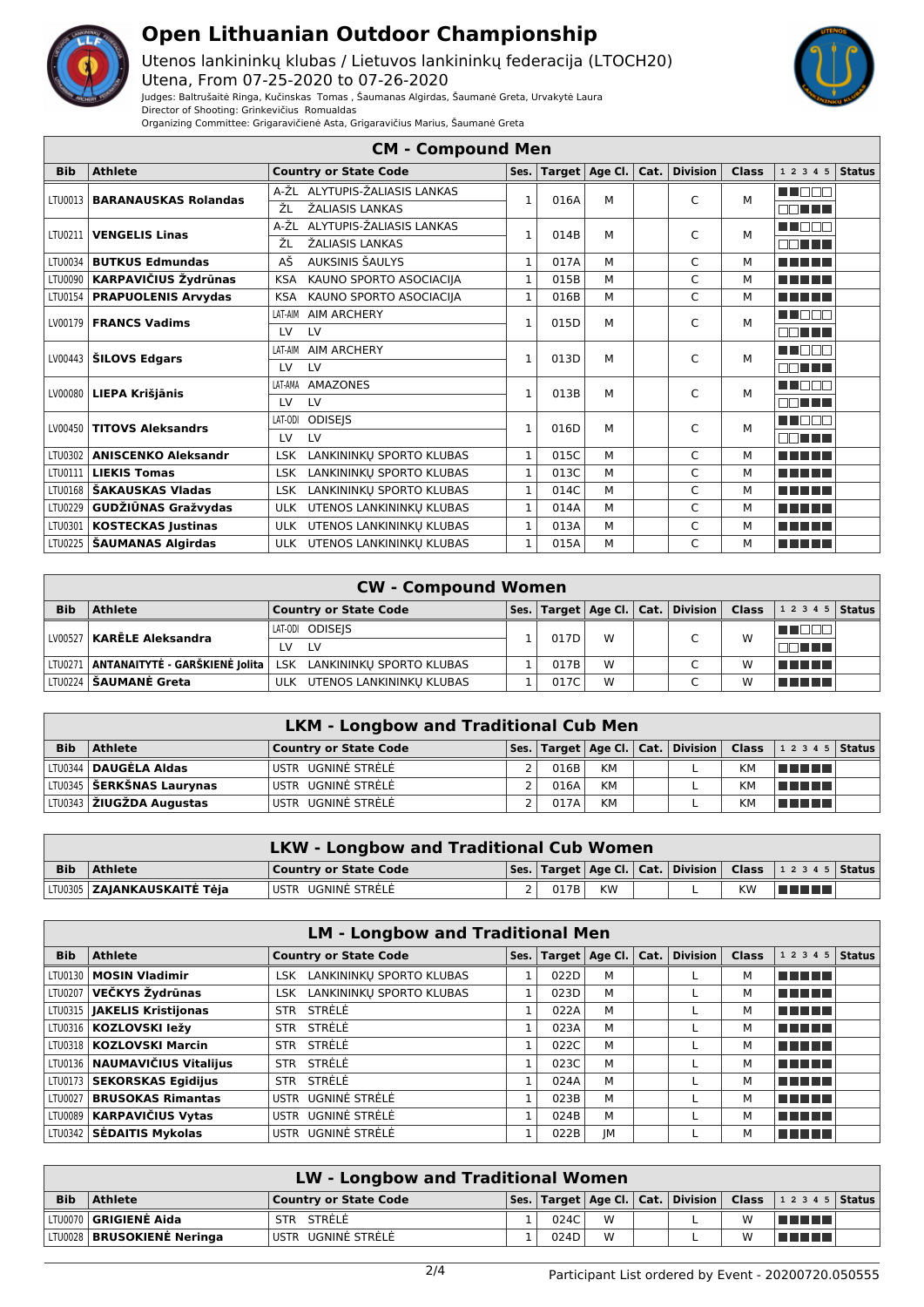# Open Lithuanian Outdoor Championship

Utenos lankininkų klubas / Lietuvos lankininkų federacija (LTOCH20)
Utena, From 07-25-2020 to 07-26-2020

Judges: Baltrušaitė Ringa, Kučinskas Tomas , Šaumanas Algirdas, Šaumanė Greta, Urvakytė Laura
Director of Shooting: Grinkevičius Romualdas
Organizing Committee: Grigaravičienė Asta, Grigaravičius Marius, Šaumanė Greta

## CM - Compound Men

| Bib | Athlete | Country or State Code | Ses. | Target | Age Cl. | Cat. | Division | Class | 1 2 3 4 5 | Status |
|---|---|---|---|---|---|---|---|---|---|---|
| LTU0013 | **BARANAUSKAS Rolandas** | A-ŽL ALYTUPIS-ŽALIASIS LANKAS / ŽL ŽALIASIS LANKAS | 1 | 016A | M | | C | M | | |
| LTU0211 | **VENGELIS Linas** | A-ŽL ALYTUPIS-ŽALIASIS LANKAS / ŽL ŽALIASIS LANKAS | 1 | 014B | M | | C | M | | |
| LTU0034 | **BUTKUS Edmundas** | AŠ AUKSINIS ŠAULYS | 1 | 017A | M | | C | M | | |
| LTU0090 | **KARPAVIČIUS Žydrūnas** | KSA KAUNO SPORTO ASOCIACIJA | 1 | 015B | M | | C | M | | |
| LTU0154 | **PRAPUOLENIS Arvydas** | KSA KAUNO SPORTO ASOCIACIJA | 1 | 016B | M | | C | M | | |
| LV00179 | **FRANCS Vadims** | LAT-AIM AIM ARCHERY / LV LV | 1 | 015D | M | | C | M | | |
| LV00443 | **ŠILOVS Edgars** | LAT-AIM AIM ARCHERY / LV LV | 1 | 013D | M | | C | M | | |
| LV00080 | **LIEPA Krišjānis** | LAT-AMA AMAZONES / LV LV | 1 | 013B | M | | C | M | | |
| LV00450 | **TITOVS Aleksandrs** | LAT-ODI ODISEJS / LV LV | 1 | 016D | M | | C | M | | |
| LTU0302 | **ANISCENKO Aleksandr** | LSK LANKININKŲ SPORTO KLUBAS | 1 | 015C | M | | C | M | | |
| LTU0111 | **LIEKIS Tomas** | LSK LANKININKŲ SPORTO KLUBAS | 1 | 013C | M | | C | M | | |
| LTU0168 | **ŠAKAUSKAS Vladas** | LSK LANKININKŲ SPORTO KLUBAS | 1 | 014C | M | | C | M | | |
| LTU0229 | **GUDŽIŪNAS Gražvydas** | ULK UTENOS LANKININKŲ KLUBAS | 1 | 014A | M | | C | M | | |
| LTU0301 | **KOSTECKAS Justinas** | ULK UTENOS LANKININKŲ KLUBAS | 1 | 013A | M | | C | M | | |
| LTU0225 | **ŠAUMANAS Algirdas** | ULK UTENOS LANKININKŲ KLUBAS | 1 | 015A | M | | C | M | | |

## CW - Compound Women

| Bib | Athlete | Country or State Code | Ses. | Target | Age Cl. | Cat. | Division | Class | 1 2 3 4 5 | Status |
|---|---|---|---|---|---|---|---|---|---|---|
| LV00527 | **KARĒLE Aleksandra** | LAT-ODI ODISEJS / LV LV | 1 | 017D | W | | C | W | | |
| LTU0271 | **ANTANAITYTĖ - GARŠKIENĖ Jolita** | LSK LANKININKŲ SPORTO KLUBAS | 1 | 017B | W | | C | W | | |
| LTU0224 | **ŠAUMANĖ Greta** | ULK UTENOS LANKININKŲ KLUBAS | 1 | 017C | W | | C | W | | |

## LKM - Longbow and Traditional Cub Men

| Bib | Athlete | Country or State Code | Ses. | Target | Age Cl. | Cat. | Division | Class | 1 2 3 4 5 | Status |
|---|---|---|---|---|---|---|---|---|---|---|
| LTU0344 | **DAUGĖLA Aldas** | USTR UGNINĖ STRĖLĖ | 2 | 016B | KM | | L | KM | | |
| LTU0345 | **ŠERKŠNAS Laurynas** | USTR UGNINĖ STRĖLĖ | 2 | 016A | KM | | L | KM | | |
| LTU0343 | **ŽIUGŽDA Augustas** | USTR UGNINĖ STRĖLĖ | 2 | 017A | KM | | L | KM | | |

## LKW - Longbow and Traditional Cub Women

| Bib | Athlete | Country or State Code | Ses. | Target | Age Cl. | Cat. | Division | Class | 1 2 3 4 5 | Status |
|---|---|---|---|---|---|---|---|---|---|---|
| LTU0305 | **ZAJANKAUSKAITĖ Tėja** | USTR UGNINĖ STRĖLĖ | 2 | 017B | KW | | L | KW | | |

## LM - Longbow and Traditional Men

| Bib | Athlete | Country or State Code | Ses. | Target | Age Cl. | Cat. | Division | Class | 1 2 3 4 5 | Status |
|---|---|---|---|---|---|---|---|---|---|---|
| LTU0130 | **MOSIN Vladimir** | LSK LANKININKŲ SPORTO KLUBAS | 1 | 022D | M | | L | M | | |
| LTU0207 | **VEČKYS Žydrūnas** | LSK LANKININKŲ SPORTO KLUBAS | 1 | 023D | M | | L | M | | |
| LTU0315 | **JAKELIS Kristijonas** | STR STRĖLĖ | 1 | 022A | M | | L | M | | |
| LTU0316 | **KOZLOVSKI Iežy** | STR STRĖLĖ | 1 | 023A | M | | L | M | | |
| LTU0318 | **KOZLOVSKI Marcin** | STR STRĖLĖ | 1 | 022C | M | | L | M | | |
| LTU0136 | **NAUMAVIČIUS Vitalijus** | STR STRĖLĖ | 1 | 023C | M | | L | M | | |
| LTU0173 | **SEKORSKAS Egidijus** | STR STRĖLĖ | 1 | 024A | M | | L | M | | |
| LTU0027 | **BRUSOKAS Rimantas** | USTR UGNINĖ STRĖLĖ | 1 | 023B | M | | L | M | | |
| LTU0089 | **KARPAVIČIUS Vytas** | USTR UGNINĖ STRĖLĖ | 1 | 024B | M | | L | M | | |
| LTU0342 | **SĖDAITIS Mykolas** | USTR UGNINĖ STRĖLĖ | 1 | 022B | JM | | L | M | | |

## LW - Longbow and Traditional Women

| Bib | Athlete | Country or State Code | Ses. | Target | Age Cl. | Cat. | Division | Class | 1 2 3 4 5 | Status |
|---|---|---|---|---|---|---|---|---|---|---|
| LTU0070 | **GRIGIENĖ Aida** | STR STRĖLĖ | 1 | 024C | W | | L | W | | |
| LTU0028 | **BRUSOKIENĖ Neringa** | USTR UGNINĖ STRĖLĖ | 1 | 024D | W | | L | W | | |

Participant List ordered by Event - 20200720.050555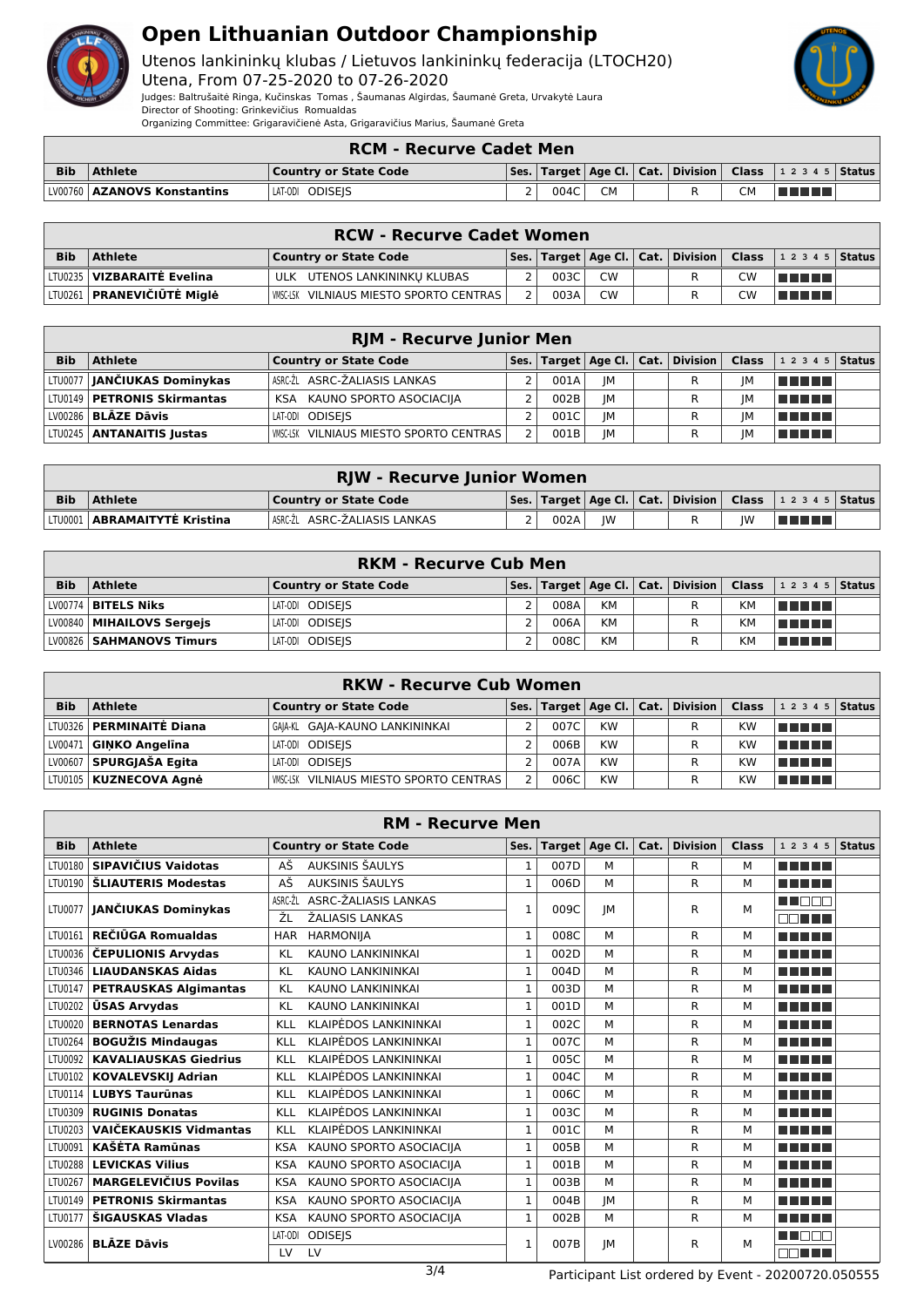# Open Lithuanian Outdoor Championship

Utenos lankininkų klubas / Lietuvos lankininkų federacija (LTOCH20)
Utena, From 07-25-2020 to 07-26-2020
Judges: Baltrušaitė Ringa, Kučinskas Tomas , Šaumanas Algirdas, Šaumanė Greta, Urvakytė Laura
Director of Shooting: Grinkevičius Romualdas
Organizing Committee: Grigaravičienė Asta, Grigaravičius Marius, Šaumanė Greta

## RCM - Recurve Cadet Men

| Bib | Athlete | Country or State Code | Ses. | Target | Age Cl. | Cat. | Division | Class | 1 2 3 4 5 | Status |
|---|---|---|---|---|---|---|---|---|---|---|
| LV00760 | **AZANOVS Konstantins** | LAT-ODI ODISEJS | 2 | 004C | CM | | R | CM | ■■■■■ | |

## RCW - Recurve Cadet Women

| Bib | Athlete | Country or State Code | Ses. | Target | Age Cl. | Cat. | Division | Class | 1 2 3 4 5 | Status |
|---|---|---|---|---|---|---|---|---|---|---|
| LTU0235 | **VIZBARAITĖ Evelina** | ULK UTENOS LANKININKŲ KLUBAS | 2 | 003C | CW | | R | CW | ■■■■■ | |
| LTU0261 | **PRANEVIČIŪTĖ Miglė** | VMSC-LSK VILNIAUS MIESTO SPORTO CENTRAS | 2 | 003A | CW | | R | CW | ■■■■■ | |

## RJM - Recurve Junior Men

| Bib | Athlete | Country or State Code | Ses. | Target | Age Cl. | Cat. | Division | Class | 1 2 3 4 5 | Status |
|---|---|---|---|---|---|---|---|---|---|---|
| LTU0077 | **JANČIUKAS Dominykas** | ASRC-ŽL ASRC-ŽALIASIS LANKAS | 2 | 001A | JM | | R | JM | ■■■■■ | |
| LTU0149 | **PETRONIS Skirmantas** | KSA KAUNO SPORTO ASOCIACIJA | 2 | 002B | JM | | R | JM | ■■■■■ | |
| LV00286 | **BLĀZE Dāvis** | LAT-ODI ODISEJS | 2 | 001C | JM | | R | JM | ■■■■■ | |
| LTU0245 | **ANTANAITIS Justas** | VMSC-LSK VILNIAUS MIESTO SPORTO CENTRAS | 2 | 001B | JM | | R | JM | ■■■■■ | |

## RJW - Recurve Junior Women

| Bib | Athlete | Country or State Code | Ses. | Target | Age Cl. | Cat. | Division | Class | 1 2 3 4 5 | Status |
|---|---|---|---|---|---|---|---|---|---|---|
| LTU0001 | **ABRAMAITYTĖ Kristina** | ASRC-ŽL ASRC-ŽALIASIS LANKAS | 2 | 002A | JW | | R | JW | ■■■■■ | |

## RKM - Recurve Cub Men

| Bib | Athlete | Country or State Code | Ses. | Target | Age Cl. | Cat. | Division | Class | 1 2 3 4 5 | Status |
|---|---|---|---|---|---|---|---|---|---|---|
| LV00774 | **BITELS Niks** | LAT-ODI ODISEJS | 2 | 008A | KM | | R | KM | ■■■■■ | |
| LV00840 | **MIHAILOVS Sergejs** | LAT-ODI ODISEJS | 2 | 006A | KM | | R | KM | ■■■■■ | |
| LV00826 | **SAHMANOVS Timurs** | LAT-ODI ODISEJS | 2 | 008C | KM | | R | KM | ■■■■■ | |

## RKW - Recurve Cub Women

| Bib | Athlete | Country or State Code | Ses. | Target | Age Cl. | Cat. | Division | Class | 1 2 3 4 5 | Status |
|---|---|---|---|---|---|---|---|---|---|---|
| LTU0326 | **PERMINAITĖ Diana** | GAJA-KL GAJA-KAUNO LANKININKAI | 2 | 007C | KW | | R | KW | ■■■■■ | |
| LV00471 | **GIŅKO Angelīna** | LAT-ODI ODISEJS | 2 | 006B | KW | | R | KW | ■■■■■ | |
| LV00607 | **SPURGJAŠA Egita** | LAT-ODI ODISEJS | 2 | 007A | KW | | R | KW | ■■■■■ | |
| LTU0105 | **KUZNECOVA Agnė** | VMSC-LSK VILNIAUS MIESTO SPORTO CENTRAS | 2 | 006C | KW | | R | KW | ■■■■■ | |

## RM - Recurve Men

| Bib | Athlete | Country or State Code | Ses. | Target | Age Cl. | Cat. | Division | Class | 1 2 3 4 5 | Status |
|---|---|---|---|---|---|---|---|---|---|---|
| LTU0180 | **SIPAVIČIUS Vaidotas** | AŠ AUKSINIS ŠAULYS | 1 | 007D | M | | R | M | ■■■■■ | |
| LTU0190 | **ŠLIAUTERIS Modestas** | AŠ AUKSINIS ŠAULYS | 1 | 006D | M | | R | M | ■■■■■ | |
| LTU0077 | **JANČIUKAS Dominykas** | ASRC-ŽL ASRC-ŽALIASIS LANKAS / ŽL ŽALIASIS LANKAS | 1 | 009C | JM | | R | M | ■■□□□ / □□■■■ | |
| LTU0161 | **REČIŪGA Romualdas** | HAR HARMONIJA | 1 | 008C | M | | R | M | ■■■■■ | |
| LTU0036 | **ČEPULIONIS Arvydas** | KL KAUNO LANKININKAI | 1 | 002D | M | | R | M | ■■■■■ | |
| LTU0346 | **LIAUDANSKAS Aidas** | KL KAUNO LANKININKAI | 1 | 004D | M | | R | M | ■■■■■ | |
| LTU0147 | **PETRAUSKAS Algimantas** | KL KAUNO LANKININKAI | 1 | 003D | M | | R | M | ■■■■■ | |
| LTU0202 | **ŪSAS Arvydas** | KL KAUNO LANKININKAI | 1 | 001D | M | | R | M | ■■■■■ | |
| LTU0020 | **BERNOTAS Lenardas** | KLL KLAIPĖDOS LANKININKAI | 1 | 002C | M | | R | M | ■■■■■ | |
| LTU0264 | **BOGUŽIS Mindaugas** | KLL KLAIPĖDOS LANKININKAI | 1 | 007C | M | | R | M | ■■■■■ | |
| LTU0092 | **KAVALIAUSKAS Giedrius** | KLL KLAIPĖDOS LANKININKAI | 1 | 005C | M | | R | M | ■■■■■ | |
| LTU0102 | **KOVALEVSKIJ Adrian** | KLL KLAIPĖDOS LANKININKAI | 1 | 004C | M | | R | M | ■■■■■ | |
| LTU0114 | **LUBYS Taurūnas** | KLL KLAIPĖDOS LANKININKAI | 1 | 006C | M | | R | M | ■■■■■ | |
| LTU0309 | **RUGINIS Donatas** | KLL KLAIPĖDOS LANKININKAI | 1 | 003C | M | | R | M | ■■■■■ | |
| LTU0203 | **VAIČEKAUSKIS Vidmantas** | KLL KLAIPĖDOS LANKININKAI | 1 | 001C | M | | R | M | ■■■■■ | |
| LTU0091 | **KAŠĖTA Ramūnas** | KSA KAUNO SPORTO ASOCIACIJA | 1 | 005B | M | | R | M | ■■■■■ | |
| LTU0288 | **LEVICKAS Vilius** | KSA KAUNO SPORTO ASOCIACIJA | 1 | 001B | M | | R | M | ■■■■■ | |
| LTU0267 | **MARGELEVIČIUS Povilas** | KSA KAUNO SPORTO ASOCIACIJA | 1 | 003B | M | | R | M | ■■■■■ | |
| LTU0149 | **PETRONIS Skirmantas** | KSA KAUNO SPORTO ASOCIACIJA | 1 | 004B | JM | | R | M | ■■■■■ | |
| LTU0177 | **ŠIGAUSKAS Vladas** | KSA KAUNO SPORTO ASOCIACIJA | 1 | 002B | M | | R | M | ■■■■■ | |
| LV00286 | **BLĀZE Dāvis** | LAT-ODI ODISEJS / LV LV | 1 | 007B | JM | | R | M | ■■□□□ / □□■■■ | |

Participant List ordered by Event - 20200720.050555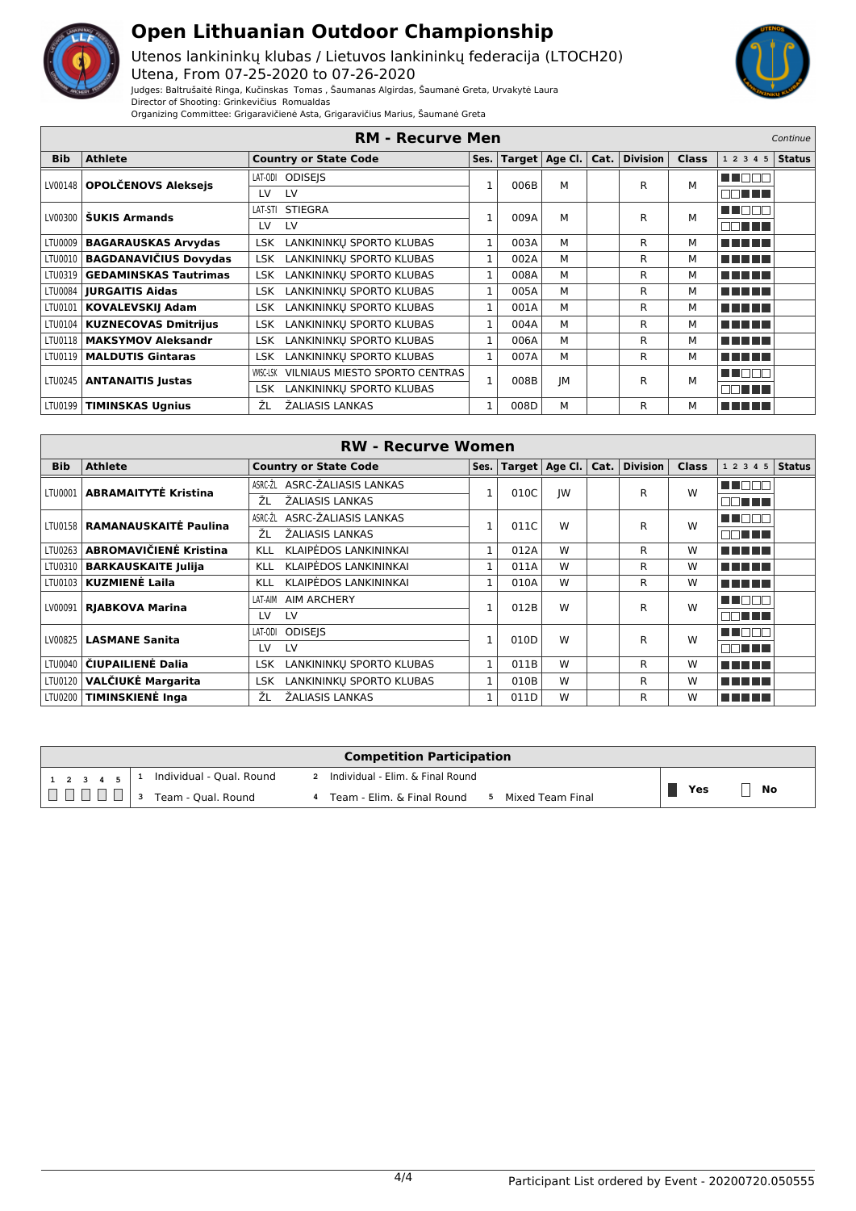# Open Lithuanian Outdoor Championship

Utenos lankininkų klubas / Lietuvos lankininkų federacija (LTOCH20)
Utena, From 07-25-2020 to 07-26-2020
Judges: Baltrušaitė Ringa, Kučinskas Tomas , Šaumanas Algirdas, Šaumanė Greta, Urvakytė Laura
Director of Shooting: Grinkevičius Romualdas
Organizing Committee: Grigaravičienė Asta, Grigaravičius Marius, Šaumanė Greta

## RM - Recurve Men

*Continue*

| Bib | Athlete | Country or State Code | Ses. | Target | Age Cl. | Cat. | Division | Class | 1 2 3 4 5 | Status |
|---|---|---|---|---|---|---|---|---|---|---|
| LV00148 | **OPOLČENOVS Aleksejs** | LAT-ODI ODISEJS / LV LV | 1 | 006B | M | | R | M | ■■□□□ / □□■■■ | |
| LV00300 | **ŠUKIS Armands** | LAT-STI STIEGRA / LV LV | 1 | 009A | M | | R | M | ■■□□□ / □□■■■ | |
| LTU0009 | **BAGARAUSKAS Arvydas** | LSK LANKININKŲ SPORTO KLUBAS | 1 | 003A | M | | R | M | ■■■■■ | |
| LTU0010 | **BAGDANAVIČIUS Dovydas** | LSK LANKININKŲ SPORTO KLUBAS | 1 | 002A | M | | R | M | ■■■■■ | |
| LTU0319 | **GEDAMINSKAS Tautrimas** | LSK LANKININKŲ SPORTO KLUBAS | 1 | 008A | M | | R | M | ■■■■■ | |
| LTU0084 | **JURGAITIS Aidas** | LSK LANKININKŲ SPORTO KLUBAS | 1 | 005A | M | | R | M | ■■■■■ | |
| LTU0101 | **KOVALEVSKIJ Adam** | LSK LANKININKŲ SPORTO KLUBAS | 1 | 001A | M | | R | M | ■■■■■ | |
| LTU0104 | **KUZNECOVAS Dmitrijus** | LSK LANKININKŲ SPORTO KLUBAS | 1 | 004A | M | | R | M | ■■■■■ | |
| LTU0118 | **MAKSYMOV Aleksandr** | LSK LANKININKŲ SPORTO KLUBAS | 1 | 006A | M | | R | M | ■■■■■ | |
| LTU0119 | **MALDUTIS Gintaras** | LSK LANKININKŲ SPORTO KLUBAS | 1 | 007A | M | | R | M | ■■■■■ | |
| LTU0245 | **ANTANAITIS Justas** | VMSC-LSK VILNIAUS MIESTO SPORTO CENTRAS / LSK LANKININKŲ SPORTO KLUBAS | 1 | 008B | JM | | R | M | ■■□□□ / □□■■■ | |
| LTU0199 | **TIMINSKAS Ugnius** | ŽL ŽALIASIS LANKAS | 1 | 008D | M | | R | M | ■■■■■ | |

## RW - Recurve Women

| Bib | Athlete | Country or State Code | Ses. | Target | Age Cl. | Cat. | Division | Class | 1 2 3 4 5 | Status |
|---|---|---|---|---|---|---|---|---|---|---|
| LTU0001 | **ABRAMAITYTĖ Kristina** | ASRC-ŽL ASRC-ŽALIASIS LANKAS / ŽL ŽALIASIS LANKAS | 1 | 010C | JW | | R | W | ■■□□□ / □□■■■ | |
| LTU0158 | **RAMANAUSKAITĖ Paulina** | ASRC-ŽL ASRC-ŽALIASIS LANKAS / ŽL ŽALIASIS LANKAS | 1 | 011C | W | | R | W | ■■□□□ / □□■■■ | |
| LTU0263 | **ABROMAVIČIENĖ Kristina** | KLL KLAIPĖDOS LANKININKAI | 1 | 012A | W | | R | W | ■■■■■ | |
| LTU0310 | **BARKAUSKAITE Julija** | KLL KLAIPĖDOS LANKININKAI | 1 | 011A | W | | R | W | ■■■■■ | |
| LTU0103 | **KUZMIENĖ Laila** | KLL KLAIPĖDOS LANKININKAI | 1 | 010A | W | | R | W | ■■■■■ | |
| LV00091 | **RJABKOVA Marina** | LAT-AIM AIM ARCHERY / LV LV | 1 | 012B | W | | R | W | ■■□□□ / □□■■■ | |
| LV00825 | **LASMANE Sanita** | LAT-ODI ODISEJS / LV LV | 1 | 010D | W | | R | W | ■■□□□ / □□■■■ | |
| LTU0040 | **ČIUPAILIENĖ Dalia** | LSK LANKININKŲ SPORTO KLUBAS | 1 | 011B | W | | R | W | ■■■■■ | |
| LTU0120 | **VALČIUKĖ Margarita** | LSK LANKININKŲ SPORTO KLUBAS | 1 | 010B | W | | R | W | ■■■■■ | |
| LTU0200 | **TIMINSKIENĖ Inga** | ŽL ŽALIASIS LANKAS | 1 | 011D | W | | R | W | ■■■■■ | |

## Competition Participation

| 1 2 3 4 5 | | | |
|---|---|---|---|
| □ □ □ □ □ | 1 Individual - Qual. Round | 2 Individual - Elim. & Final Round | ■ Yes □ No |
| | 3 Team - Qual. Round | 4 Team - Elim. & Final Round 5 Mixed Team Final | |

Participant List ordered by Event - 20200720.050555